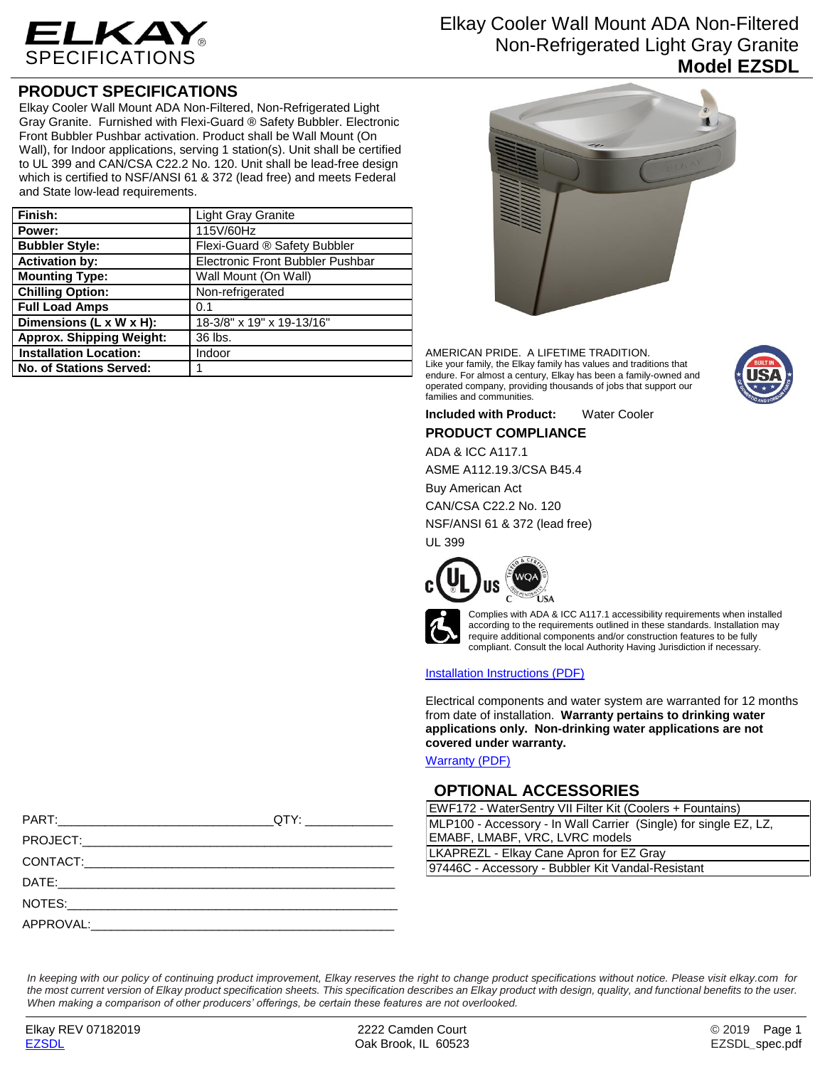# ELKAY SPECIFICATIONS

Elkay Cooler Wall Mount ADA Non-Filtered Non-Refrigerated Light Gray Granite
**Model EZSDL**

## PRODUCT SPECIFICATIONS

Elkay Cooler Wall Mount ADA Non-Filtered, Non-Refrigerated Light Gray Granite. Furnished with Flexi-Guard ® Safety Bubbler. Electronic Front Bubbler Pushbar activation. Product shall be Wall Mount (On Wall), for Indoor applications, serving 1 station(s). Unit shall be certified to UL 399 and CAN/CSA C22.2 No. 120. Unit shall be lead-free design which is certified to NSF/ANSI 61 & 372 (lead free) and meets Federal and State low-lead requirements.

| | |
|---|---|
| **Finish:** | Light Gray Granite |
| **Power:** | 115V/60Hz |
| **Bubbler Style:** | Flexi-Guard ® Safety Bubbler |
| **Activation by:** | Electronic Front Bubbler Pushbar |
| **Mounting Type:** | Wall Mount (On Wall) |
| **Chilling Option:** | Non-refrigerated |
| **Full Load Amps** | 0.1 |
| **Dimensions (L x W x H):** | 18-3/8" x 19" x 19-13/16" |
| **Approx. Shipping Weight:** | 36 lbs. |
| **Installation Location:** | Indoor |
| **No. of Stations Served:** | 1 |

AMERICAN PRIDE. A LIFETIME TRADITION.
Like your family, the Elkay family has values and traditions that endure. For almost a century, Elkay has been a family-owned and operated company, providing thousands of jobs that support our families and communities.

**Included with Product:** Water Cooler

## PRODUCT COMPLIANCE

ADA & ICC A117.1

ASME A112.19.3/CSA B45.4

Buy American Act

CAN/CSA C22.2 No. 120

NSF/ANSI 61 & 372 (lead free)

UL 399

Complies with ADA & ICC A117.1 accessibility requirements when installed according to the requirements outlined in these standards. Installation may require additional components and/or construction features to be fully compliant. Consult the local Authority Having Jurisdiction if necessary.

Installation Instructions (PDF)

Electrical components and water system are warranted for 12 months from date of installation. **Warranty pertains to drinking water applications only. Non-drinking water applications are not covered under warranty.**

Warranty (PDF)

## OPTIONAL ACCESSORIES

| |
|---|
| EWF172 - WaterSentry VII Filter Kit (Coolers + Fountains) |
| MLP100 - Accessory - In Wall Carrier (Single) for single EZ, LZ, EMABF, LMABF, VRC, LVRC models |
| LKAPREZL - Elkay Cane Apron for EZ Gray |
| 97446C - Accessory - Bubbler Kit Vandal-Resistant |

PART:______________________________QTY: ____________

PROJECT:____________________________________________

CONTACT:____________________________________________

DATE:_______________________________________________

NOTES:______________________________________________

APPROVAL:___________________________________________

*In keeping with our policy of continuing product improvement, Elkay reserves the right to change product specifications without notice. Please visit elkay.com for the most current version of Elkay product specification sheets. This specification describes an Elkay product with design, quality, and functional benefits to the user. When making a comparison of other producers' offerings, be certain these features are not overlooked.*

Elkay REV 07182019
EZSDL

2222 Camden Court
Oak Brook, IL 60523

© 2019
EZSDL_spec.pdf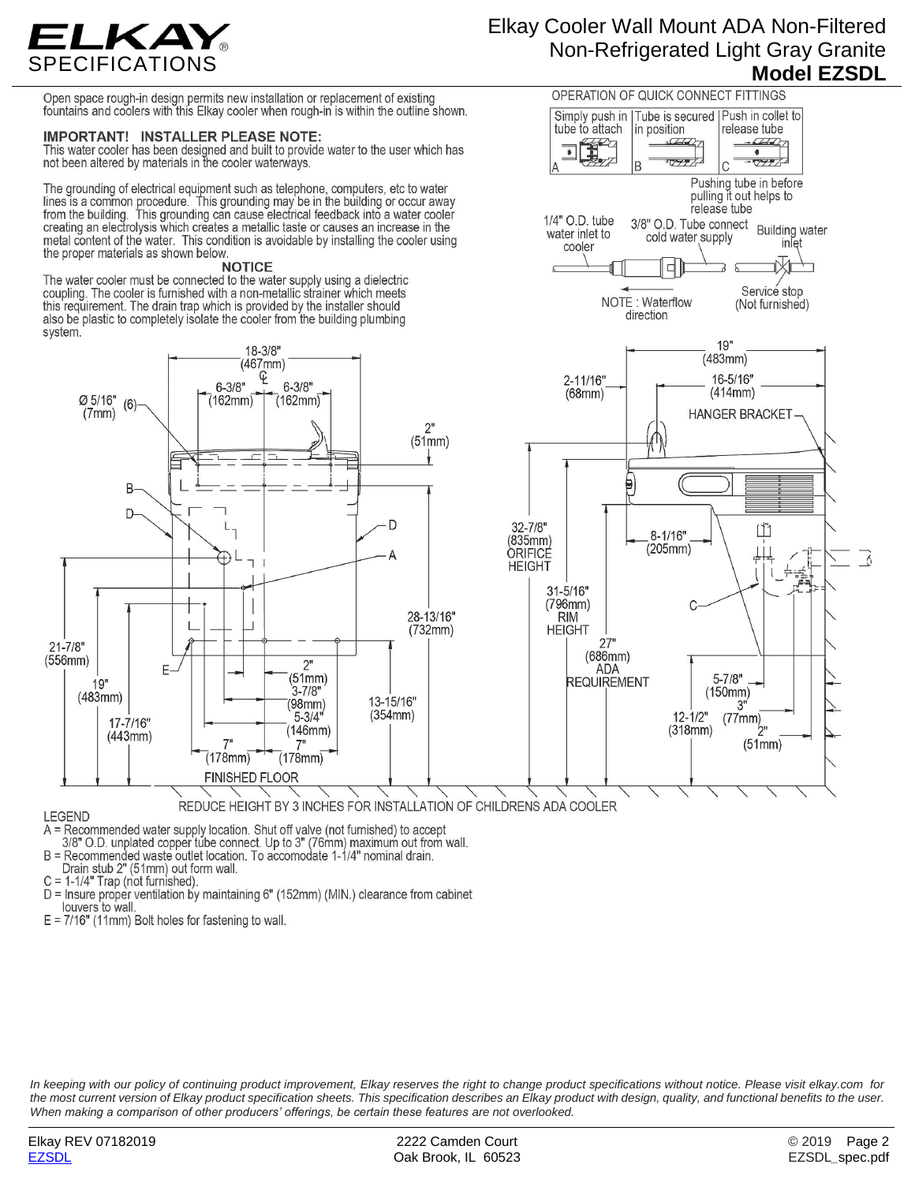# ELKAY SPECIFICATIONS

## Elkay Cooler Wall Mount ADA Non-Filtered Non-Refrigerated Light Gray Granite

## Model EZSDL

Open space rough-in design permits new installation or replacement of existing fountains and coolers with this Elkay cooler when rough-in is within the outline shown.

**IMPORTANT! INSTALLER PLEASE NOTE:**
This water cooler has been designed and built to provide water to the user which has not been altered by materials in the cooler waterways.

The grounding of electrical equipment such as telephone, computers, etc to water lines is a common procedure. This grounding may be in the building or occur away from the building. This grounding can cause electrical feedback into a water cooler creating an electrolysis which creates a metallic taste or causes an increase in the metal content of the water. This condition is avoidable by installing the cooler using the proper materials as shown below.

**NOTICE**

The water cooler must be connected to the water supply using a dielectric coupling. The cooler is furnished with a non-metallic strainer which meets this requirement. The drain trap which is provided by the installer should also be plastic to completely isolate the cooler from the building plumbing system.

OPERATION OF QUICK CONNECT FITTINGS

A: Simply push in tube to attach
B: Tube is secured in position
C: Push in collet to release tube

Pushing tube in before pulling it out helps to release tube

1/4" O.D. tube water inlet to cooler

3/8" O.D. Tube connect cold water supply

Building water inlet

Service stop (Not furnished)

NOTE : Waterflow direction

18-3/8" (467mm)
℄
6-3/8" (162mm)
6-3/8" (162mm)
Ø 5/16" (7mm) (6)
2" (51mm)
B
D
D
A
28-13/16" (732mm)
21-7/8" (556mm)
E
2" (51mm)
3-7/8" (98mm)
5-3/4" (146mm)
13-15/16" (354mm)
19" (483mm)
17-7/16" (443mm)
7" (178mm)
7" (178mm)
FINISHED FLOOR

19" (483mm)
2-11/16" (68mm)
16-5/16" (414mm)
HANGER BRACKET
32-7/8" (835mm) ORIFICE HEIGHT
8-1/16" (205mm)
31-5/16" (796mm) RIM HEIGHT
C
27" (686mm) ADA REQUIREMENT
5-7/8" (150mm)
12-1/2" (318mm)
3" (77mm)
2" (51mm)

REDUCE HEIGHT BY 3 INCHES FOR INSTALLATION OF CHILDRENS ADA COOLER

LEGEND

- A = Recommended water supply location. Shut off valve (not furnished) to accept 3/8" O.D. unplated copper tube connect. Up to 3" (76mm) maximum out from wall.
- B = Recommended waste outlet location. To accomodate 1-1/4" nominal drain. Drain stub 2" (51mm) out form wall.
- C = 1-1/4" Trap (not furnished).
- D = Insure proper ventilation by maintaining 6" (152mm) (MIN.) clearance from cabinet louvers to wall.
- E = 7/16" (11mm) Bolt holes for fastening to wall.

*In keeping with our policy of continuing product improvement, Elkay reserves the right to change product specifications without notice. Please visit elkay.com for the most current version of Elkay product specification sheets. This specification describes an Elkay product with design, quality, and functional benefits to the user. When making a comparison of other producers' offerings, be certain these features are not overlooked.*

Elkay REV 07182019
EZSDL

2222 Camden Court
Oak Brook, IL 60523

© 2019
EZSDL_spec.pdf